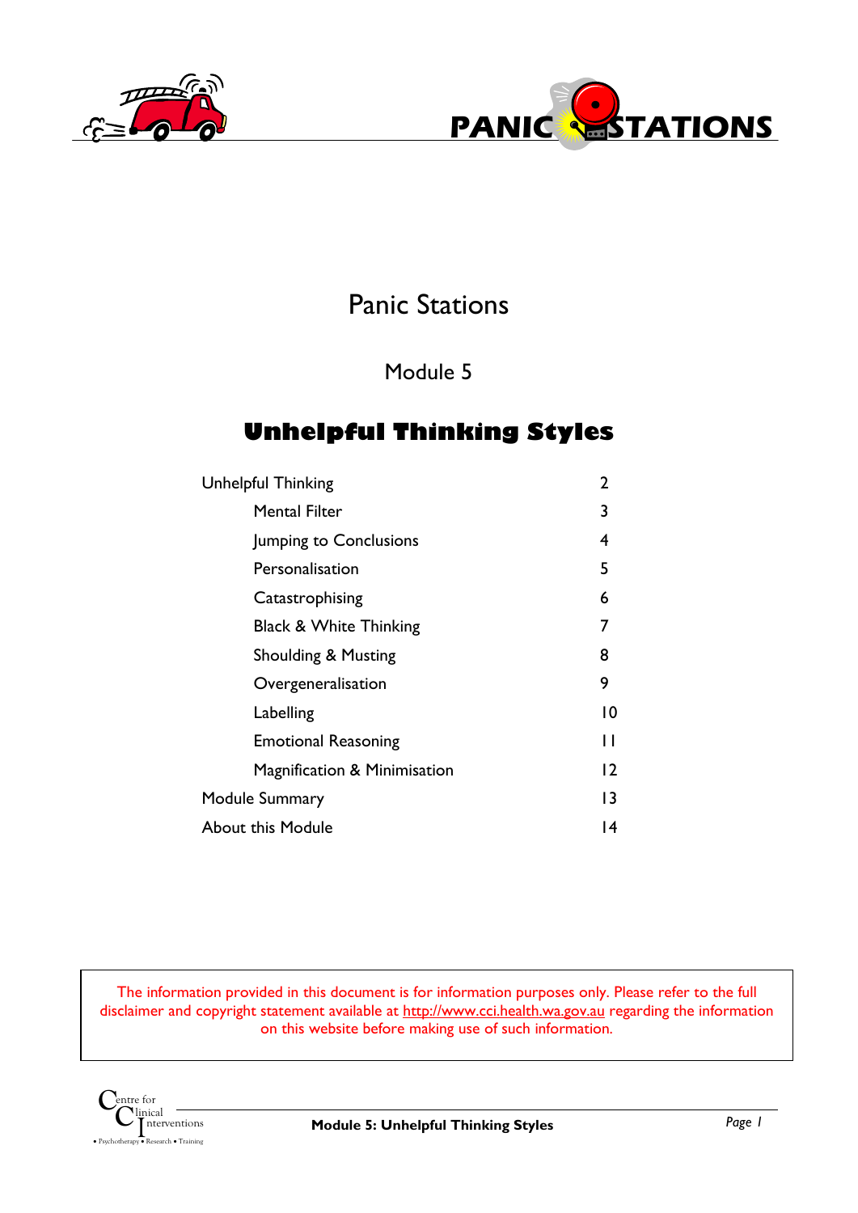# Panic Stations

## Module 5

## Unhelpful Thinking Styles

| | |
|---|---|
| Unhelpful Thinking | 2 |
| Mental Filter | 3 |
| Jumping to Conclusions | 4 |
| Personalisation | 5 |
| Catastrophising | 6 |
| Black & White Thinking | 7 |
| Shoulding & Musting | 8 |
| Overgeneralisation | 9 |
| Labelling | 10 |
| Emotional Reasoning | 11 |
| Magnification & Minimisation | 12 |
| Module Summary | 13 |
| About this Module | 14 |

The information provided in this document is for information purposes only. Please refer to the full disclaimer and copyright statement available at http://www.cci.health.wa.gov.au regarding the information on this website before making use of such information.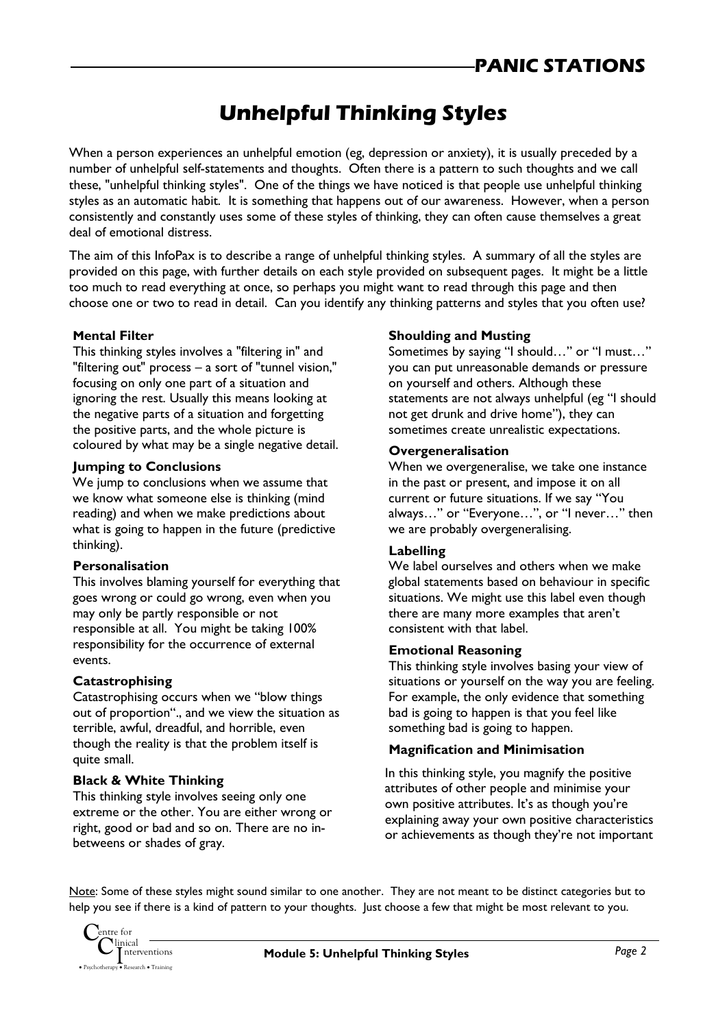# Unhelpful Thinking Styles

When a person experiences an unhelpful emotion (eg, depression or anxiety), it is usually preceded by a number of unhelpful self-statements and thoughts. Often there is a pattern to such thoughts and we call these, "unhelpful thinking styles". One of the things we have noticed is that people use unhelpful thinking styles as an automatic habit. It is something that happens out of our awareness. However, when a person consistently and constantly uses some of these styles of thinking, they can often cause themselves a great deal of emotional distress.

The aim of this InfoPax is to describe a range of unhelpful thinking styles. A summary of all the styles are provided on this page, with further details on each style provided on subsequent pages. It might be a little too much to read everything at once, so perhaps you might want to read through this page and then choose one or two to read in detail. Can you identify any thinking patterns and styles that you often use?

**Mental Filter**
This thinking styles involves a "filtering in" and "filtering out" process – a sort of "tunnel vision," focusing on only one part of a situation and ignoring the rest. Usually this means looking at the negative parts of a situation and forgetting the positive parts, and the whole picture is coloured by what may be a single negative detail.

**Jumping to Conclusions**
We jump to conclusions when we assume that we know what someone else is thinking (mind reading) and when we make predictions about what is going to happen in the future (predictive thinking).

**Personalisation**
This involves blaming yourself for everything that goes wrong or could go wrong, even when you may only be partly responsible or not responsible at all. You might be taking 100% responsibility for the occurrence of external events.

**Catastrophising**
Catastrophising occurs when we "blow things out of proportion"., and we view the situation as terrible, awful, dreadful, and horrible, even though the reality is that the problem itself is quite small.

**Black & White Thinking**
This thinking style involves seeing only one extreme or the other. You are either wrong or right, good or bad and so on. There are no in-betweens or shades of gray.

**Shoulding and Musting**
Sometimes by saying "I should…" or "I must…" you can put unreasonable demands or pressure on yourself and others. Although these statements are not always unhelpful (eg "I should not get drunk and drive home"), they can sometimes create unrealistic expectations.

**Overgeneralisation**
When we overgeneralise, we take one instance in the past or present, and impose it on all current or future situations. If we say "You always…" or "Everyone…", or "I never…" then we are probably overgeneralising.

**Labelling**
We label ourselves and others when we make global statements based on behaviour in specific situations. We might use this label even though there are many more examples that aren't consistent with that label.

**Emotional Reasoning**
This thinking style involves basing your view of situations or yourself on the way you are feeling. For example, the only evidence that something bad is going to happen is that you feel like something bad is going to happen.

**Magnification and Minimisation**
In this thinking style, you magnify the positive attributes of other people and minimise your own positive attributes. It's as though you're explaining away your own positive characteristics or achievements as though they're not important

Note: Some of these styles might sound similar to one another. They are not meant to be distinct categories but to help you see if there is a kind of pattern to your thoughts. Just choose a few that might be most relevant to you.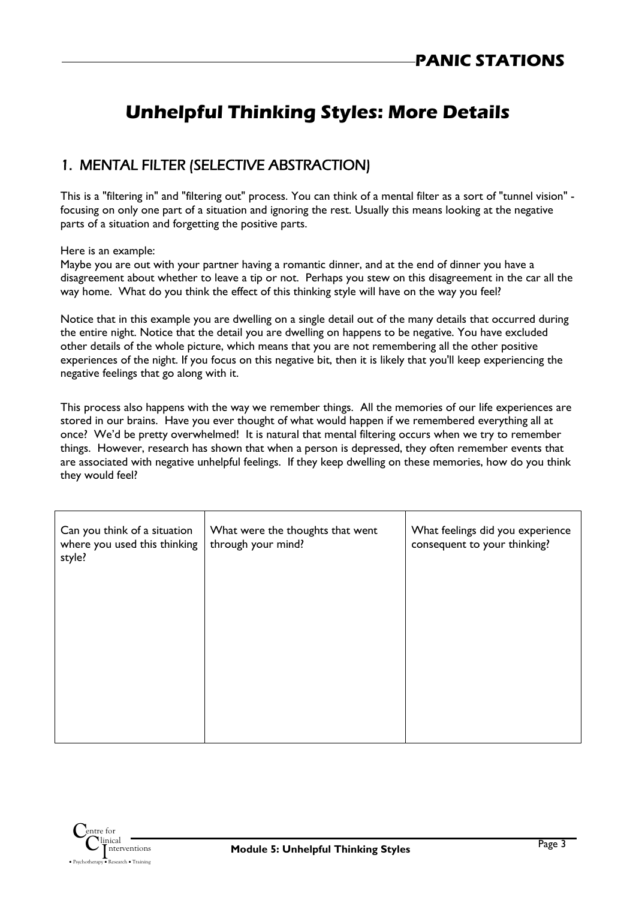# Unhelpful Thinking Styles: More Details

## 1. MENTAL FILTER (SELECTIVE ABSTRACTION)

This is a "filtering in" and "filtering out" process. You can think of a mental filter as a sort of "tunnel vision" - focusing on only one part of a situation and ignoring the rest. Usually this means looking at the negative parts of a situation and forgetting the positive parts.

Here is an example:
Maybe you are out with your partner having a romantic dinner, and at the end of dinner you have a disagreement about whether to leave a tip or not. Perhaps you stew on this disagreement in the car all the way home. What do you think the effect of this thinking style will have on the way you feel?

Notice that in this example you are dwelling on a single detail out of the many details that occurred during the entire night. Notice that the detail you are dwelling on happens to be negative. You have excluded other details of the whole picture, which means that you are not remembering all the other positive experiences of the night. If you focus on this negative bit, then it is likely that you'll keep experiencing the negative feelings that go along with it.

This process also happens with the way we remember things. All the memories of our life experiences are stored in our brains. Have you ever thought of what would happen if we remembered everything all at once? We'd be pretty overwhelmed! It is natural that mental filtering occurs when we try to remember things. However, research has shown that when a person is depressed, they often remember events that are associated with negative unhelpful feelings. If they keep dwelling on these memories, how do you think they would feel?

| Can you think of a situation where you used this thinking style? | What were the thoughts that went through your mind? | What feelings did you experience consequent to your thinking? |
|---|---|---|
| | | |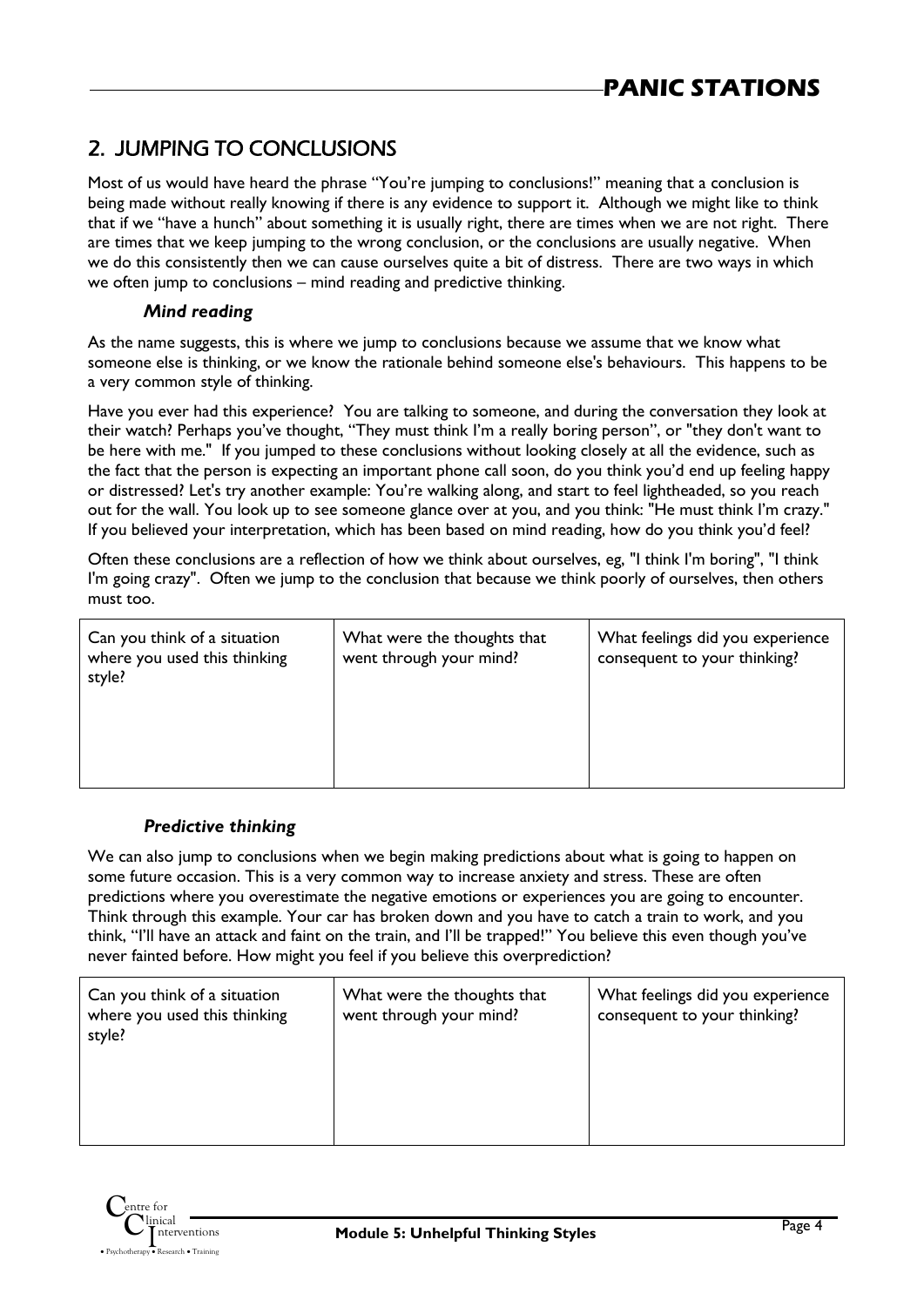## 2. JUMPING TO CONCLUSIONS

Most of us would have heard the phrase "You're jumping to conclusions!" meaning that a conclusion is being made without really knowing if there is any evidence to support it. Although we might like to think that if we "have a hunch" about something it is usually right, there are times when we are not right. There are times that we keep jumping to the wrong conclusion, or the conclusions are usually negative. When we do this consistently then we can cause ourselves quite a bit of distress. There are two ways in which we often jump to conclusions – mind reading and predictive thinking.

### *Mind reading*

As the name suggests, this is where we jump to conclusions because we assume that we know what someone else is thinking, or we know the rationale behind someone else's behaviours. This happens to be a very common style of thinking.

Have you ever had this experience? You are talking to someone, and during the conversation they look at their watch? Perhaps you've thought, "They must think I'm a really boring person", or "they don't want to be here with me." If you jumped to these conclusions without looking closely at all the evidence, such as the fact that the person is expecting an important phone call soon, do you think you'd end up feeling happy or distressed? Let's try another example: You're walking along, and start to feel lightheaded, so you reach out for the wall. You look up to see someone glance over at you, and you think: "He must think I'm crazy." If you believed your interpretation, which has been based on mind reading, how do you think you'd feel?

Often these conclusions are a reflection of how we think about ourselves, eg, "I think I'm boring", "I think I'm going crazy". Often we jump to the conclusion that because we think poorly of ourselves, then others must too.

| Can you think of a situation where you used this thinking style? | What were the thoughts that went through your mind? | What feelings did you experience consequent to your thinking? |
|---|---|---|
| | | |

### *Predictive thinking*

We can also jump to conclusions when we begin making predictions about what is going to happen on some future occasion. This is a very common way to increase anxiety and stress. These are often predictions where you overestimate the negative emotions or experiences you are going to encounter. Think through this example. Your car has broken down and you have to catch a train to work, and you think, "I'll have an attack and faint on the train, and I'll be trapped!" You believe this even though you've never fainted before. How might you feel if you believe this overprediction?

| Can you think of a situation where you used this thinking style? | What were the thoughts that went through your mind? | What feelings did you experience consequent to your thinking? |
|---|---|---|
| | | |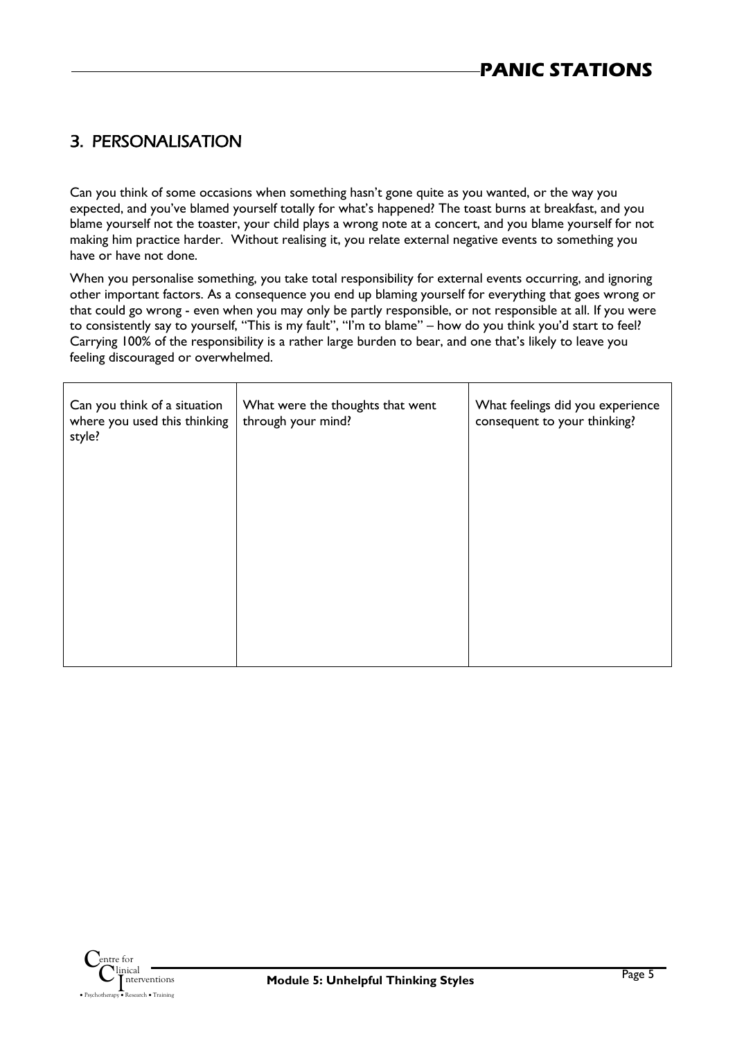## 3. PERSONALISATION

Can you think of some occasions when something hasn't gone quite as you wanted, or the way you expected, and you've blamed yourself totally for what's happened? The toast burns at breakfast, and you blame yourself not the toaster, your child plays a wrong note at a concert, and you blame yourself for not making him practice harder. Without realising it, you relate external negative events to something you have or have not done.

When you personalise something, you take total responsibility for external events occurring, and ignoring other important factors. As a consequence you end up blaming yourself for everything that goes wrong or that could go wrong - even when you may only be partly responsible, or not responsible at all. If you were to consistently say to yourself, "This is my fault", "I'm to blame" – how do you think you'd start to feel? Carrying 100% of the responsibility is a rather large burden to bear, and one that's likely to leave you feeling discouraged or overwhelmed.

| Can you think of a situation where you used this thinking style? | What were the thoughts that went through your mind? | What feelings did you experience consequent to your thinking? |
|---|---|---|
| | | |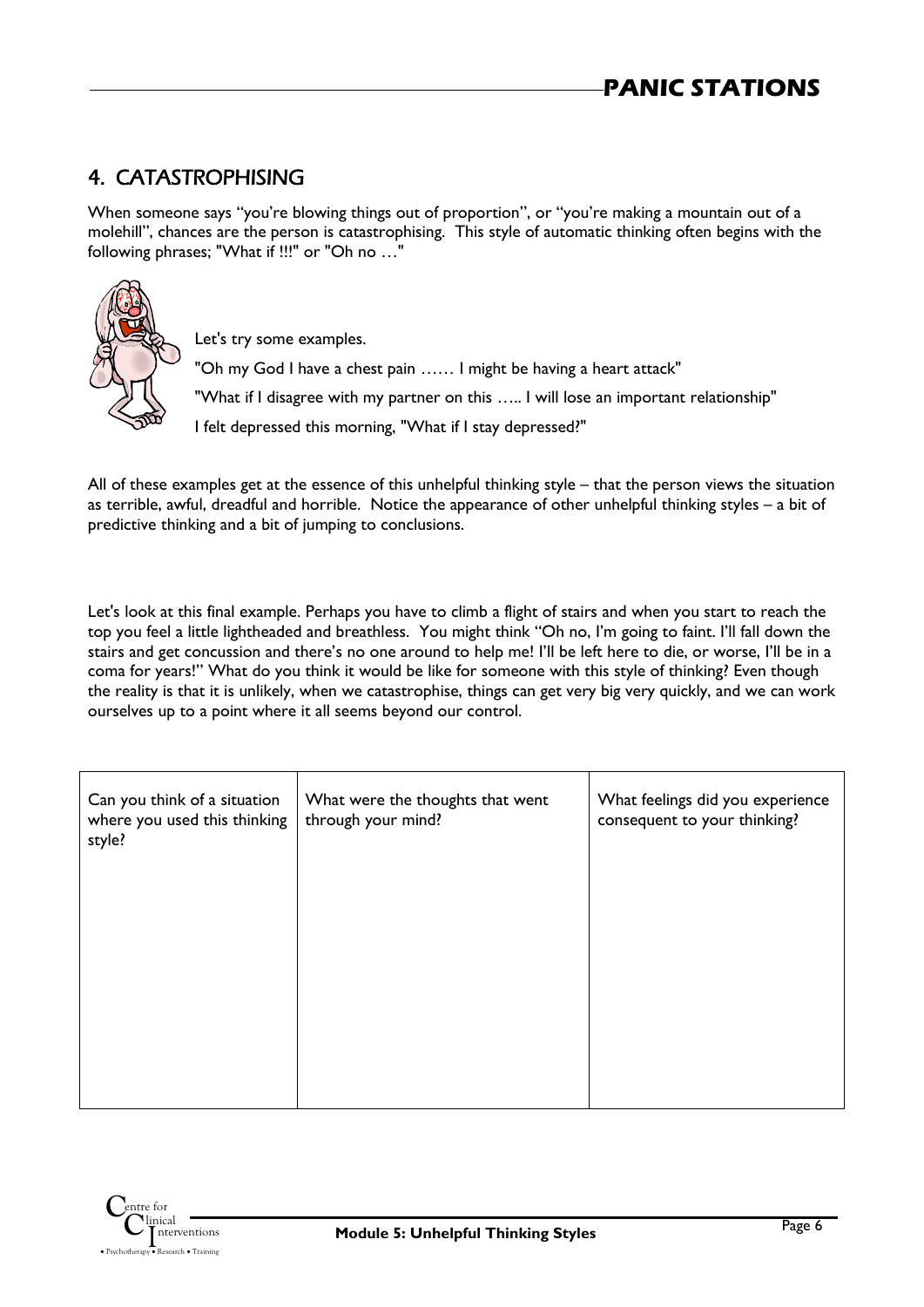## 4. CATASTROPHISING

When someone says "you're blowing things out of proportion", or "you're making a mountain out of a molehill", chances are the person is catastrophising. This style of automatic thinking often begins with the following phrases; "What if !!!" or "Oh no …"

Let's try some examples.

"Oh my God I have a chest pain …… I might be having a heart attack"

"What if I disagree with my partner on this ….. I will lose an important relationship"

I felt depressed this morning, "What if I stay depressed?"

All of these examples get at the essence of this unhelpful thinking style – that the person views the situation as terrible, awful, dreadful and horrible. Notice the appearance of other unhelpful thinking styles – a bit of predictive thinking and a bit of jumping to conclusions.

Let's look at this final example. Perhaps you have to climb a flight of stairs and when you start to reach the top you feel a little lightheaded and breathless. You might think "Oh no, I'm going to faint. I'll fall down the stairs and get concussion and there's no one around to help me! I'll be left here to die, or worse, I'll be in a coma for years!" What do you think it would be like for someone with this style of thinking? Even though the reality is that it is unlikely, when we catastrophise, things can get very big very quickly, and we can work ourselves up to a point where it all seems beyond our control.

| Can you think of a situation where you used this thinking style? | What were the thoughts that went through your mind? | What feelings did you experience consequent to your thinking? |
| --- | --- | --- |
| | | |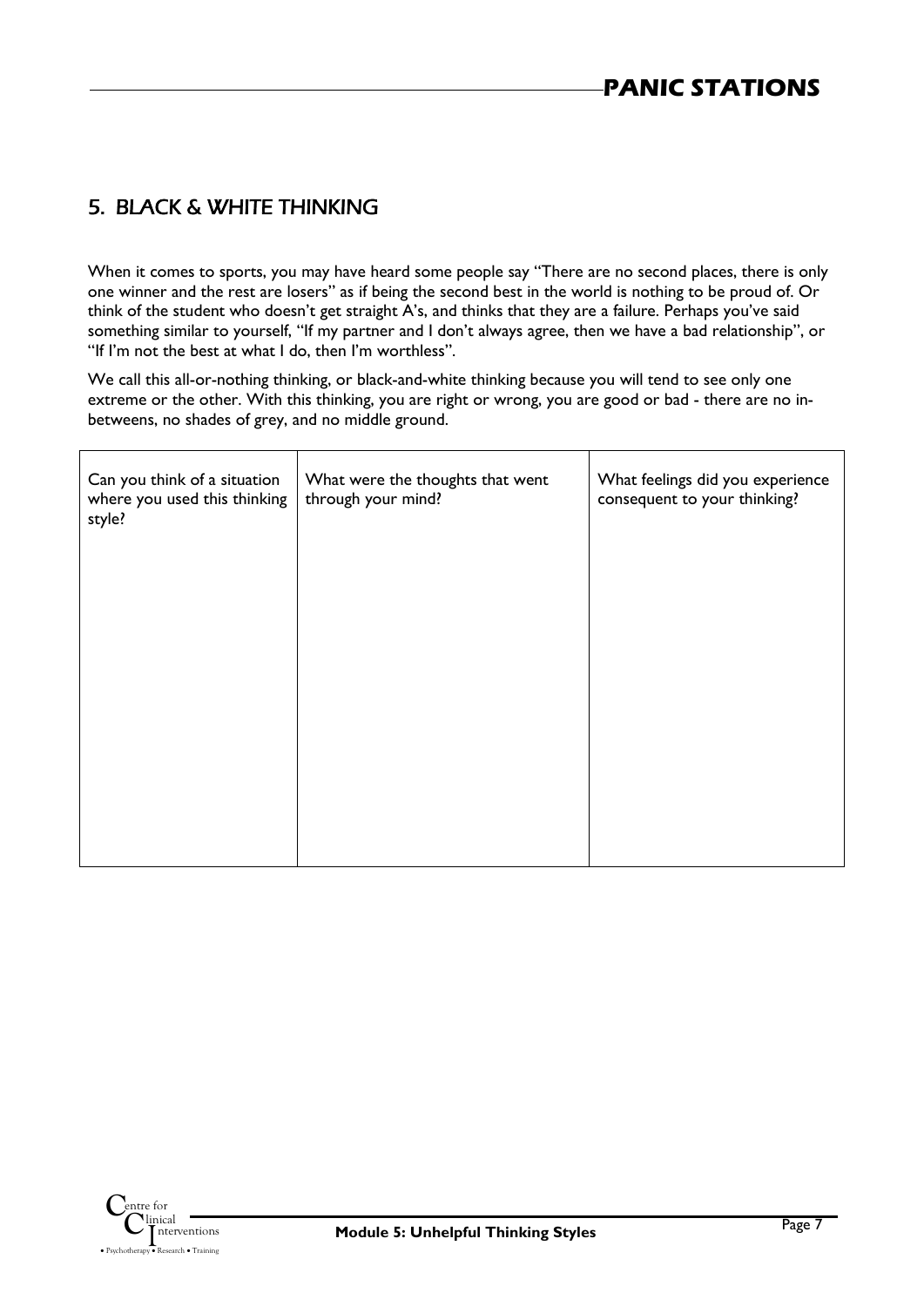## 5. BLACK & WHITE THINKING

When it comes to sports, you may have heard some people say "There are no second places, there is only one winner and the rest are losers" as if being the second best in the world is nothing to be proud of. Or think of the student who doesn't get straight A's, and thinks that they are a failure. Perhaps you've said something similar to yourself, "If my partner and I don't always agree, then we have a bad relationship", or "If I'm not the best at what I do, then I'm worthless".

We call this all-or-nothing thinking, or black-and-white thinking because you will tend to see only one extreme or the other. With this thinking, you are right or wrong, you are good or bad - there are no in-betweens, no shades of grey, and no middle ground.

| Can you think of a situation where you used this thinking style? | What were the thoughts that went through your mind? | What feelings did you experience consequent to your thinking? |
|---|---|---|
| | | |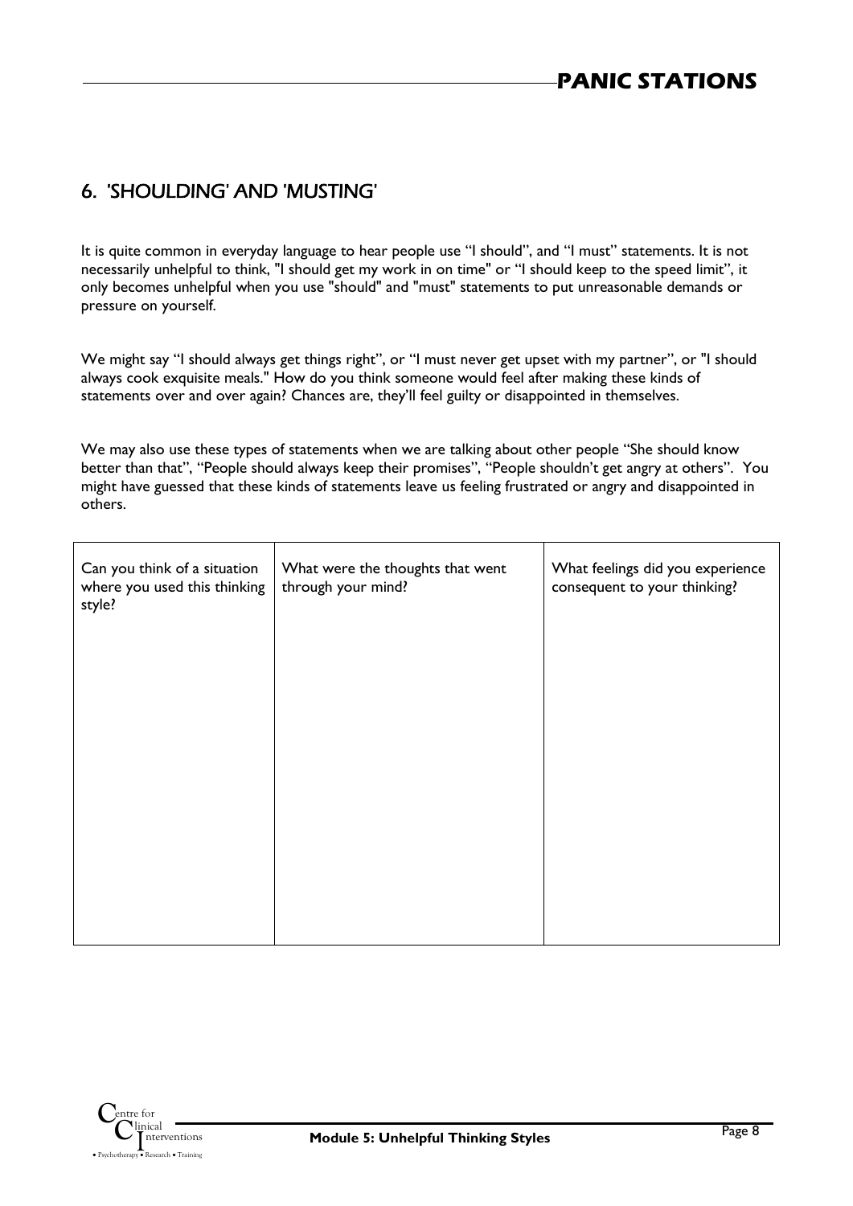## 6. 'SHOULDING' AND 'MUSTING'

It is quite common in everyday language to hear people use "I should", and "I must" statements. It is not necessarily unhelpful to think, "I should get my work in on time" or "I should keep to the speed limit", it only becomes unhelpful when you use "should" and "must" statements to put unreasonable demands or pressure on yourself.

We might say "I should always get things right", or "I must never get upset with my partner", or "I should always cook exquisite meals." How do you think someone would feel after making these kinds of statements over and over again? Chances are, they'll feel guilty or disappointed in themselves.

We may also use these types of statements when we are talking about other people "She should know better than that", "People should always keep their promises", "People shouldn't get angry at others". You might have guessed that these kinds of statements leave us feeling frustrated or angry and disappointed in others.

| Can you think of a situation where you used this thinking style? | What were the thoughts that went through your mind? | What feelings did you experience consequent to your thinking? |
| --- | --- | --- |
| | | |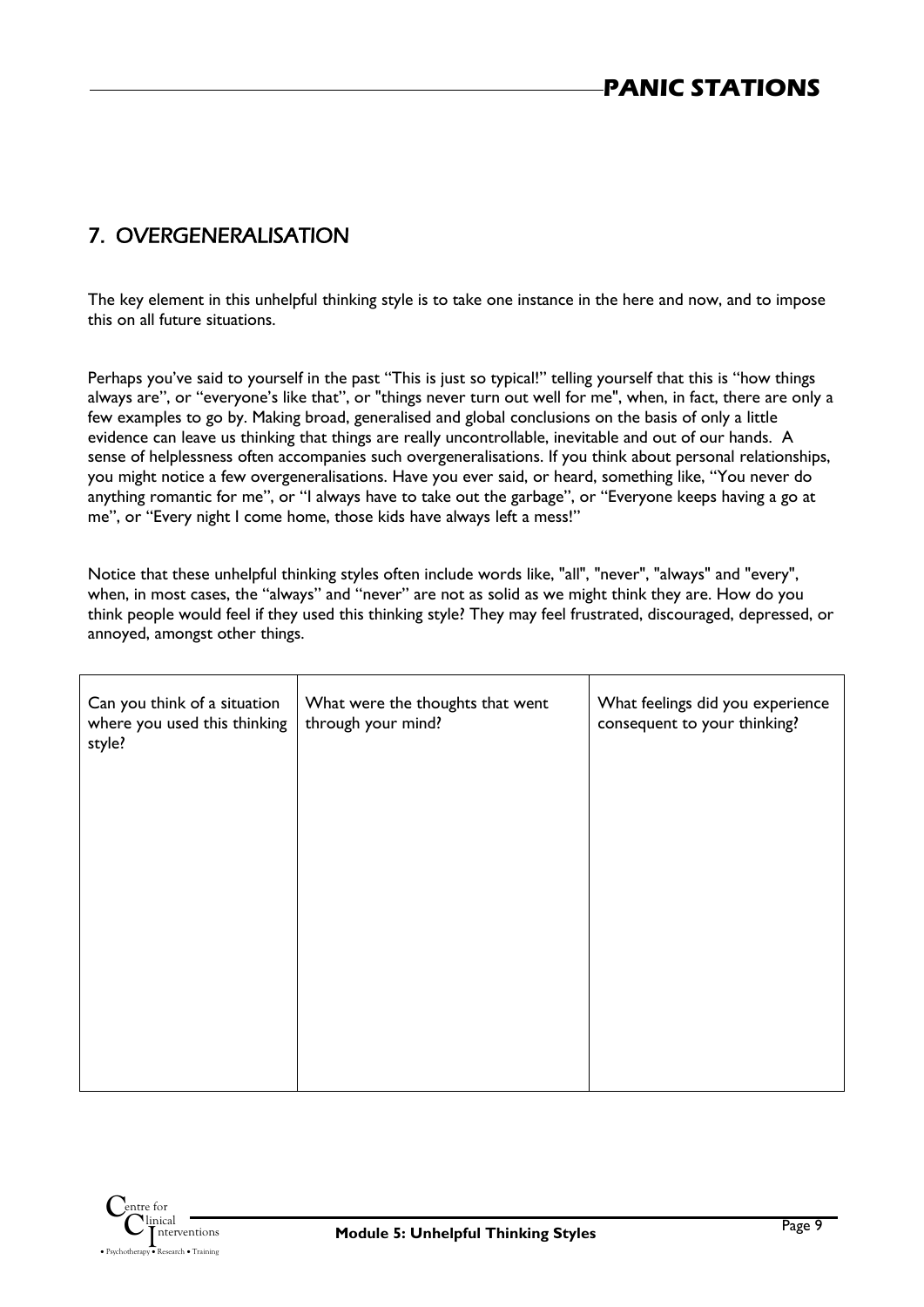## 7. OVERGENERALISATION

The key element in this unhelpful thinking style is to take one instance in the here and now, and to impose this on all future situations.

Perhaps you've said to yourself in the past "This is just so typical!" telling yourself that this is "how things always are", or "everyone's like that", or "things never turn out well for me", when, in fact, there are only a few examples to go by. Making broad, generalised and global conclusions on the basis of only a little evidence can leave us thinking that things are really uncontrollable, inevitable and out of our hands. A sense of helplessness often accompanies such overgeneralisations. If you think about personal relationships, you might notice a few overgeneralisations. Have you ever said, or heard, something like, "You never do anything romantic for me", or "I always have to take out the garbage", or "Everyone keeps having a go at me", or "Every night I come home, those kids have always left a mess!"

Notice that these unhelpful thinking styles often include words like, "all", "never", "always" and "every", when, in most cases, the "always" and "never" are not as solid as we might think they are. How do you think people would feel if they used this thinking style? They may feel frustrated, discouraged, depressed, or annoyed, amongst other things.

| Can you think of a situation where you used this thinking style? | What were the thoughts that went through your mind? | What feelings did you experience consequent to your thinking? |
| --- | --- | --- |
| | | |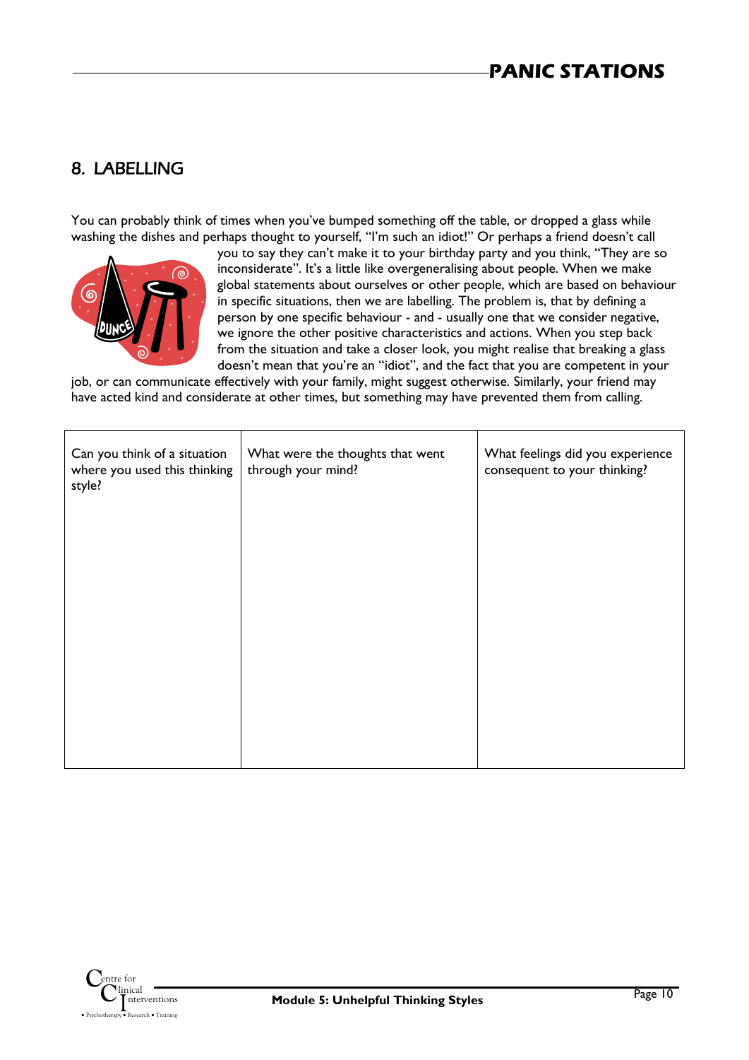## 8. LABELLING

You can probably think of times when you've bumped something off the table, or dropped a glass while washing the dishes and perhaps thought to yourself, "I'm such an idiot!" Or perhaps a friend doesn't call you to say they can't make it to your birthday party and you think, "They are so inconsiderate". It's a little like overgeneralising about people. When we make global statements about ourselves or other people, which are based on behaviour in specific situations, then we are labelling. The problem is, that by defining a person by one specific behaviour - and - usually one that we consider negative, we ignore the other positive characteristics and actions. When you step back from the situation and take a closer look, you might realise that breaking a glass doesn't mean that you're an "idiot", and the fact that you are competent in your job, or can communicate effectively with your family, might suggest otherwise. Similarly, your friend may have acted kind and considerate at other times, but something may have prevented them from calling.

| Can you think of a situation where you used this thinking style? | What were the thoughts that went through your mind? | What feelings did you experience consequent to your thinking? |
|---|---|---|
| | | |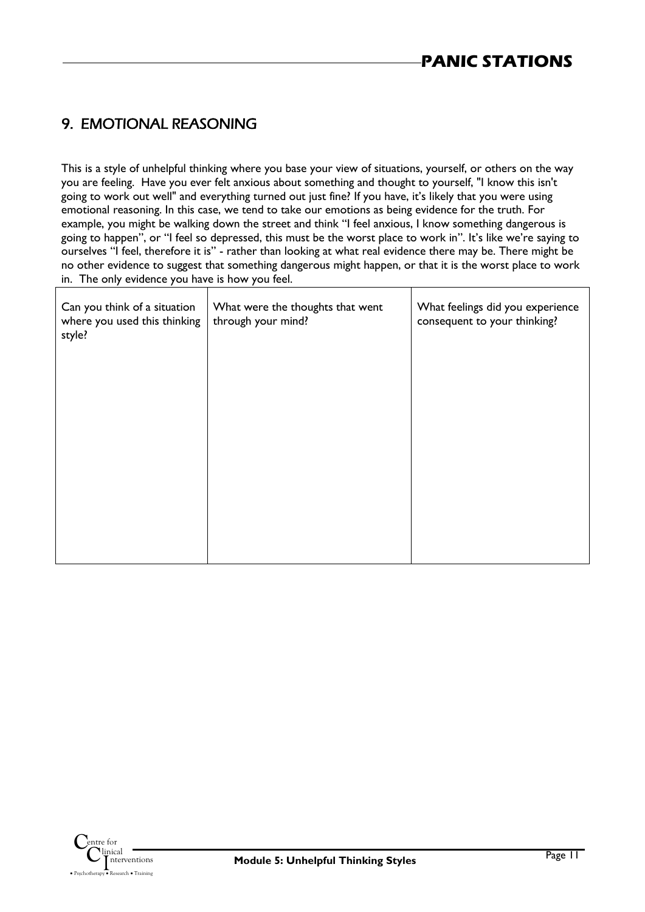## 9. EMOTIONAL REASONING

This is a style of unhelpful thinking where you base your view of situations, yourself, or others on the way you are feeling. Have you ever felt anxious about something and thought to yourself, "I know this isn't going to work out well" and everything turned out just fine? If you have, it's likely that you were using emotional reasoning. In this case, we tend to take our emotions as being evidence for the truth. For example, you might be walking down the street and think "I feel anxious, I know something dangerous is going to happen", or "I feel so depressed, this must be the worst place to work in". It's like we're saying to ourselves "I feel, therefore it is" - rather than looking at what real evidence there may be. There might be no other evidence to suggest that something dangerous might happen, or that it is the worst place to work in. The only evidence you have is how you feel.

| Can you think of a situation where you used this thinking style? | What were the thoughts that went through your mind? | What feelings did you experience consequent to your thinking? |
| --- | --- | --- |
| | | |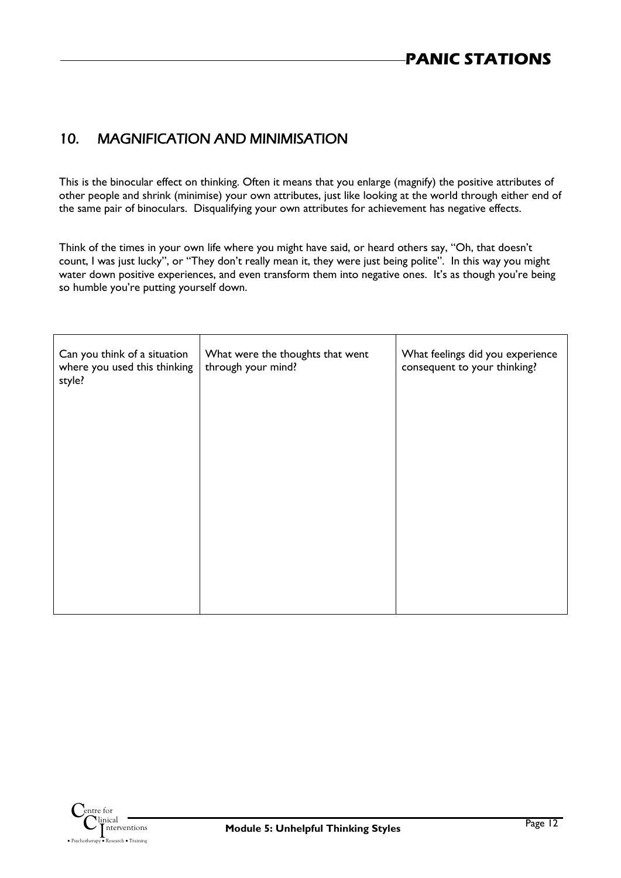## 10. MAGNIFICATION AND MINIMISATION

This is the binocular effect on thinking. Often it means that you enlarge (magnify) the positive attributes of other people and shrink (minimise) your own attributes, just like looking at the world through either end of the same pair of binoculars. Disqualifying your own attributes for achievement has negative effects.

Think of the times in your own life where you might have said, or heard others say, "Oh, that doesn't count, I was just lucky", or "They don't really mean it, they were just being polite". In this way you might water down positive experiences, and even transform them into negative ones. It's as though you're being so humble you're putting yourself down.

| Can you think of a situation where you used this thinking style? | What were the thoughts that went through your mind? | What feelings did you experience consequent to your thinking? |
|---|---|---|
| | | |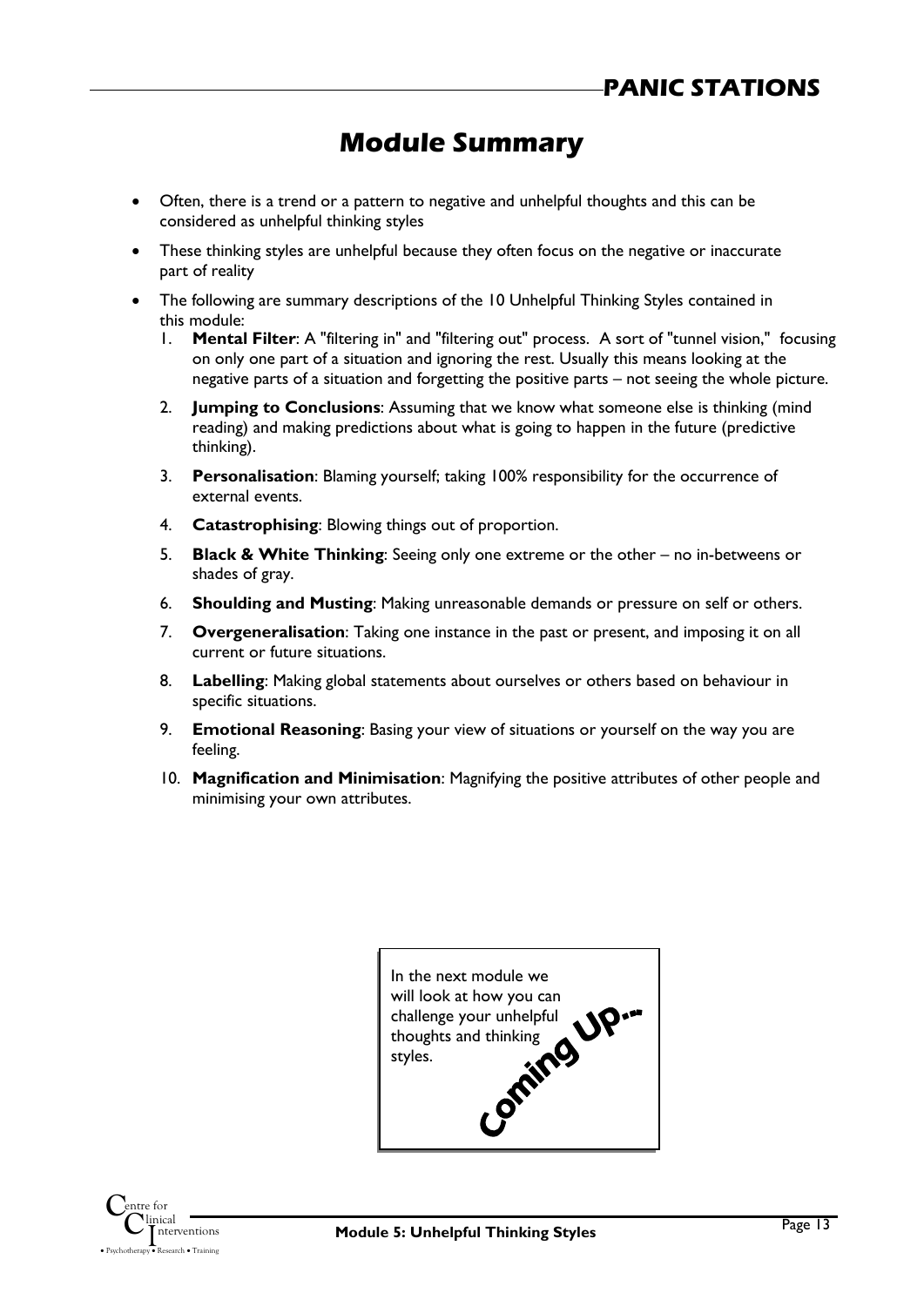# Module Summary

- Often, there is a trend or a pattern to negative and unhelpful thoughts and this can be considered as unhelpful thinking styles
- These thinking styles are unhelpful because they often focus on the negative or inaccurate part of reality
- The following are summary descriptions of the 10 Unhelpful Thinking Styles contained in this module:
  1. **Mental Filter**: A "filtering in" and "filtering out" process. A sort of "tunnel vision," focusing on only one part of a situation and ignoring the rest. Usually this means looking at the negative parts of a situation and forgetting the positive parts – not seeing the whole picture.
  2. **Jumping to Conclusions**: Assuming that we know what someone else is thinking (mind reading) and making predictions about what is going to happen in the future (predictive thinking).
  3. **Personalisation**: Blaming yourself; taking 100% responsibility for the occurrence of external events.
  4. **Catastrophising**: Blowing things out of proportion.
  5. **Black & White Thinking**: Seeing only one extreme or the other – no in-betweens or shades of gray.
  6. **Shoulding and Musting**: Making unreasonable demands or pressure on self or others.
  7. **Overgeneralisation**: Taking one instance in the past or present, and imposing it on all current or future situations.
  8. **Labelling**: Making global statements about ourselves or others based on behaviour in specific situations.
  9. **Emotional Reasoning**: Basing your view of situations or yourself on the way you are feeling.
  10. **Magnification and Minimisation**: Magnifying the positive attributes of other people and minimising your own attributes.

**Coming Up...**

In the next module we will look at how you can challenge your unhelpful thoughts and thinking styles.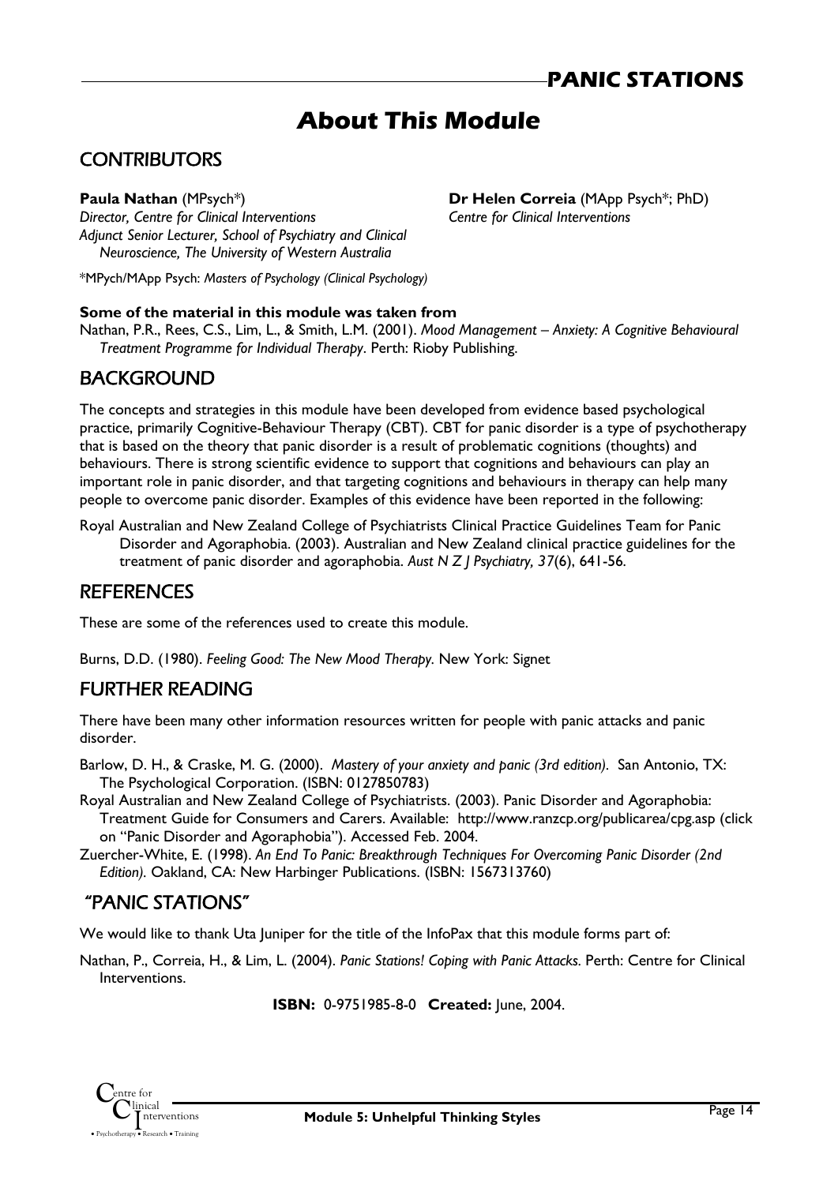# About This Module

## CONTRIBUTORS

**Paula Nathan** (MPsych*)
*Director, Centre for Clinical Interventions*
*Adjunct Senior Lecturer, School of Psychiatry and Clinical Neuroscience, The University of Western Australia*

**Dr Helen Correia** (MApp Psych*; PhD)
*Centre for Clinical Interventions*

*MPych/MApp Psych: *Masters of Psychology (Clinical Psychology)*

**Some of the material in this module was taken from**

Nathan, P.R., Rees, C.S., Lim, L., & Smith, L.M. (2001). *Mood Management – Anxiety: A Cognitive Behavioural Treatment Programme for Individual Therapy*. Perth: Rioby Publishing.

## BACKGROUND

The concepts and strategies in this module have been developed from evidence based psychological practice, primarily Cognitive-Behaviour Therapy (CBT). CBT for panic disorder is a type of psychotherapy that is based on the theory that panic disorder is a result of problematic cognitions (thoughts) and behaviours. There is strong scientific evidence to support that cognitions and behaviours can play an important role in panic disorder, and that targeting cognitions and behaviours in therapy can help many people to overcome panic disorder. Examples of this evidence have been reported in the following:

Royal Australian and New Zealand College of Psychiatrists Clinical Practice Guidelines Team for Panic Disorder and Agoraphobia. (2003). Australian and New Zealand clinical practice guidelines for the treatment of panic disorder and agoraphobia. *Aust N Z J Psychiatry, 37*(6), 641-56.

## REFERENCES

These are some of the references used to create this module.

Burns, D.D. (1980). *Feeling Good: The New Mood Therapy.* New York: Signet

## FURTHER READING

There have been many other information resources written for people with panic attacks and panic disorder.

Barlow, D. H., & Craske, M. G. (2000). *Mastery of your anxiety and panic (3rd edition).* San Antonio, TX: The Psychological Corporation. (ISBN: 0127850783)

Royal Australian and New Zealand College of Psychiatrists. (2003). Panic Disorder and Agoraphobia: Treatment Guide for Consumers and Carers. Available: http://www.ranzcp.org/publicarea/cpg.asp (click on "Panic Disorder and Agoraphobia"). Accessed Feb. 2004.

Zuercher-White, E. (1998). *An End To Panic: Breakthrough Techniques For Overcoming Panic Disorder (2nd Edition).* Oakland, CA: New Harbinger Publications. (ISBN: 1567313760)

## "PANIC STATIONS"

We would like to thank Uta Juniper for the title of the InfoPax that this module forms part of:

Nathan, P., Correia, H., & Lim, L. (2004). *Panic Stations! Coping with Panic Attacks.* Perth: Centre for Clinical Interventions.

**ISBN:** 0-9751985-8-0 **Created:** June, 2004.